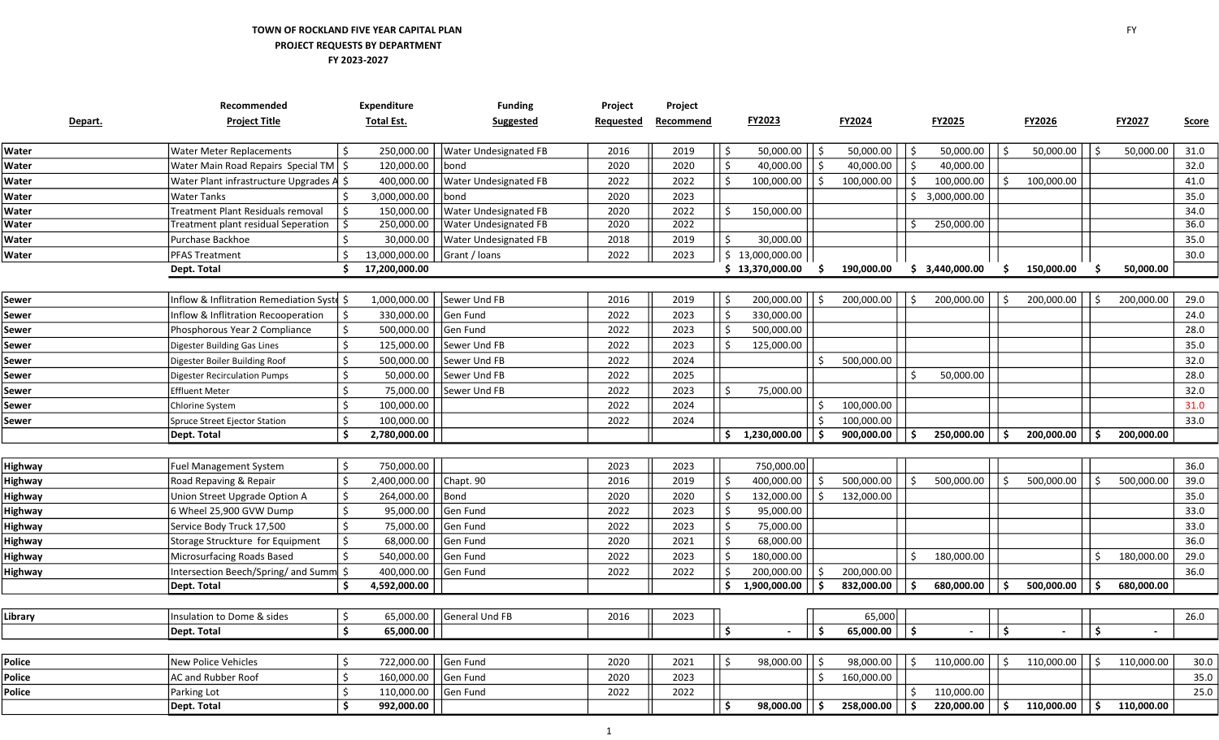**TOWN OF ROCKLAND FIVE YEAR CAPITAL PLAN**
**PROJECT REQUESTS BY DEPARTMENT**
**FY 2023-2027**

FY

| Depart. | Recommended Project Title | Expenditure Total Est. | Funding Suggested | Project Requested | Project Recommend | FY2023 | FY2024 | FY2025 | FY2026 | FY2027 | Score |
|---|---|---|---|---|---|---|---|---|---|---|---|
| Water | Water Meter Replacements | $ 250,000.00 | Water Undesignated FB | 2016 | 2019 | $ 50,000.00 | $ 50,000.00 | $ 50,000.00 | $ 50,000.00 | $ 50,000.00 | 31.0 |
| Water | Water Main Road Repairs Special TM | $ 120,000.00 | bond | 2020 | 2020 | $ 40,000.00 | $ 40,000.00 | $ 40,000.00 | | | 32.0 |
| Water | Water Plant infrastructure Upgrades A | $ 400,000.00 | Water Undesignated FB | 2022 | 2022 | $ 100,000.00 | $ 100,000.00 | $ 100,000.00 | $ 100,000.00 | | 41.0 |
| Water | Water Tanks | $ 3,000,000.00 | bond | 2020 | 2023 | | | $ 3,000,000.00 | | | 35.0 |
| Water | Treatment Plant Residuals removal | $ 150,000.00 | Water Undesignated FB | 2020 | 2022 | $ 150,000.00 | | | | | 34.0 |
| Water | Treatment plant residual Seperation | $ 250,000.00 | Water Undesignated FB | 2020 | 2022 | | | $ 250,000.00 | | | 36.0 |
| Water | Purchase Backhoe | $ 30,000.00 | Water Undesignated FB | 2018 | 2019 | $ 30,000.00 | | | | | 35.0 |
| Water | PFAS Treatment | $ 13,000,000.00 | Grant / loans | 2022 | 2023 | $ 13,000,000.00 | | | | | 30.0 |
| | **Dept. Total** | **$ 17,200,000.00** | | | | **$ 13,370,000.00** | **$ 190,000.00** | **$ 3,440,000.00** | **$ 150,000.00** | **$ 50,000.00** | |
| | | | | | | | | | | | |
| Sewer | Inflow & Inflitration Remediation Syste | $ 1,000,000.00 | Sewer Und FB | 2016 | 2019 | $ 200,000.00 | $ 200,000.00 | $ 200,000.00 | $ 200,000.00 | $ 200,000.00 | 29.0 |
| Sewer | Inflow & Inflitration Recooperation | $ 330,000.00 | Gen Fund | 2022 | 2023 | $ 330,000.00 | | | | | 24.0 |
| Sewer | Phosphorous Year 2 Compliance | $ 500,000.00 | Gen Fund | 2022 | 2023 | $ 500,000.00 | | | | | 28.0 |
| Sewer | Digester Building Gas Lines | $ 125,000.00 | Sewer Und FB | 2022 | 2023 | $ 125,000.00 | | | | | 35.0 |
| Sewer | Digester Boiler Building Roof | $ 500,000.00 | Sewer Und FB | 2022 | 2024 | | $ 500,000.00 | | | | 32.0 |
| Sewer | Digester Recirculation Pumps | $ 50,000.00 | Sewer Und FB | 2022 | 2025 | | | $ 50,000.00 | | | 28.0 |
| Sewer | Effluent Meter | $ 75,000.00 | Sewer Und FB | 2022 | 2023 | $ 75,000.00 | | | | | 32.0 |
| Sewer | Chlorine System | $ 100,000.00 | | 2022 | 2024 | | $ 100,000.00 | | | | 31.0 |
| Sewer | Spruce Street Ejector Station | $ 100,000.00 | | 2022 | 2024 | | $ 100,000.00 | | | | 33.0 |
| | **Dept. Total** | **$ 2,780,000.00** | | | | **$ 1,230,000.00** | **$ 900,000.00** | **$ 250,000.00** | **$ 200,000.00** | **$ 200,000.00** | |
| | | | | | | | | | | | |
| Highway | Fuel Management System | $ 750,000.00 | | 2023 | 2023 | 750,000.00 | | | | | 36.0 |
| Highway | Road Repaving & Repair | $ 2,400,000.00 | Chapt. 90 | 2016 | 2019 | $ 400,000.00 | $ 500,000.00 | $ 500,000.00 | $ 500,000.00 | $ 500,000.00 | 39.0 |
| Highway | Union Street Upgrade Option A | $ 264,000.00 | Bond | 2020 | 2020 | $ 132,000.00 | $ 132,000.00 | | | | 35.0 |
| Highway | 6 Wheel 25,900 GVW Dump | $ 95,000.00 | Gen Fund | 2022 | 2023 | $ 95,000.00 | | | | | 33.0 |
| Highway | Service Body Truck 17,500 | $ 75,000.00 | Gen Fund | 2022 | 2023 | $ 75,000.00 | | | | | 33.0 |
| Highway | Storage Struckture for Equipment | $ 68,000.00 | Gen Fund | 2020 | 2021 | $ 68,000.00 | | | | | 36.0 |
| Highway | Microsurfacing Roads Based | $ 540,000.00 | Gen Fund | 2022 | 2023 | $ 180,000.00 | | $ 180,000.00 | | $ 180,000.00 | 29.0 |
| Highway | Intersection Beech/Spring/ and Summ | $ 400,000.00 | Gen Fund | 2022 | 2022 | $ 200,000.00 | $ 200,000.00 | | | | 36.0 |
| | **Dept. Total** | **$ 4,592,000.00** | | | | **$ 1,900,000.00** | **$ 832,000.00** | **$ 680,000.00** | **$ 500,000.00** | **$ 680,000.00** | |
| | | | | | | | | | | | |
| Library | Insulation to Dome & sides | $ 65,000.00 | General Und FB | 2016 | 2023 | | 65,000 | | | | 26.0 |
| | **Dept. Total** | **$ 65,000.00** | | | | **$ -** | **$ 65,000.00** | **$ -** | **$ -** | **$ -** | |
| | | | | | | | | | | | |
| Police | New Police Vehicles | $ 722,000.00 | Gen Fund | 2020 | 2021 | $ 98,000.00 | $ 98,000.00 | $ 110,000.00 | $ 110,000.00 | $ 110,000.00 | 30.0 |
| Police | AC and Rubber Roof | $ 160,000.00 | Gen Fund | 2020 | 2023 | | $ 160,000.00 | | | | 35.0 |
| Police | Parking Lot | $ 110,000.00 | Gen Fund | 2022 | 2022 | | | $ 110,000.00 | | | 25.0 |
| | **Dept. Total** | **$ 992,000.00** | | | | **$ 98,000.00** | **$ 258,000.00** | **$ 220,000.00** | **$ 110,000.00** | **$ 110,000.00** | |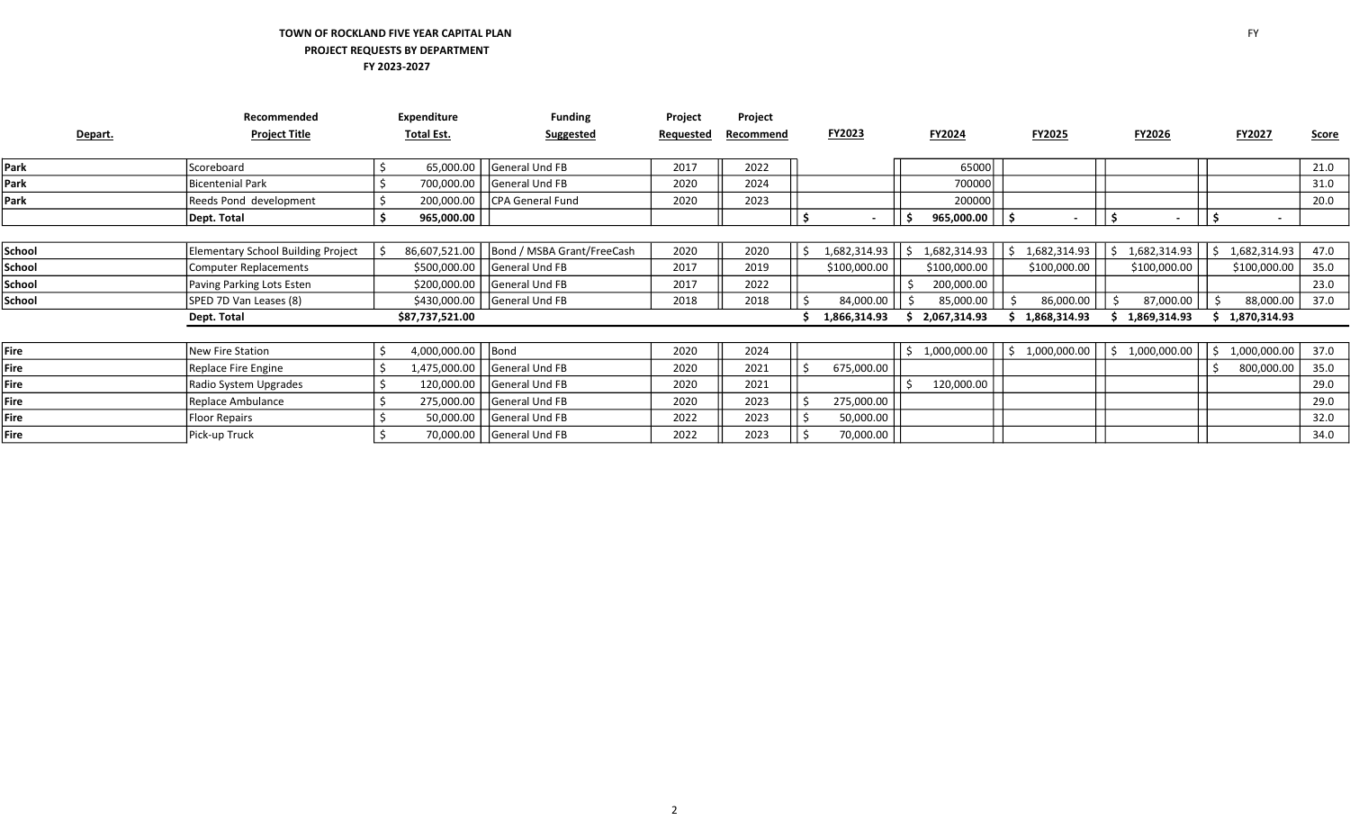**TOWN OF ROCKLAND FIVE YEAR CAPITAL PLAN**
**PROJECT REQUESTS BY DEPARTMENT**
**FY 2023-2027**

FY

| Depart. | Recommended Project Title | Expenditure Total Est. | Funding Suggested | Project Requested | Project Recommend | FY2023 | FY2024 | FY2025 | FY2026 | FY2027 | Score |
|---|---|---|---|---|---|---|---|---|---|---|---|
| **Park** | Scoreboard | $ 65,000.00 | General Und FB | 2017 | 2022 | | 65000 | | | | 21.0 |
| **Park** | Bicentenial Park | $ 700,000.00 | General Und FB | 2020 | 2024 | | 700000 | | | | 31.0 |
| **Park** | Reeds Pond development | $ 200,000.00 | CPA General Fund | 2020 | 2023 | | 200000 | | | | 20.0 |
| | **Dept. Total** | **$ 965,000.00** | | | | **$ -** | **$ 965,000.00** | **$ -** | **$ -** | **$ -** | |
| | | | | | | | | | | | |
| **School** | Elementary School Building Project | $ 86,607,521.00 | Bond / MSBA Grant/FreeCash | 2020 | 2020 | $ 1,682,314.93 | $ 1,682,314.93 | $ 1,682,314.93 | $ 1,682,314.93 | $ 1,682,314.93 | 47.0 |
| **School** | Computer Replacements | $500,000.00 | General Und FB | 2017 | 2019 | $100,000.00 | $100,000.00 | $100,000.00 | $100,000.00 | $100,000.00 | 35.0 |
| **School** | Paving Parking Lots Esten | $200,000.00 | General Und FB | 2017 | 2022 | | $ 200,000.00 | | | | 23.0 |
| **School** | SPED 7D Van Leases (8) | $430,000.00 | General Und FB | 2018 | 2018 | $ 84,000.00 | $ 85,000.00 | $ 86,000.00 | $ 87,000.00 | $ 88,000.00 | 37.0 |
| | **Dept. Total** | **$87,737,521.00** | | | | **$ 1,866,314.93** | **$ 2,067,314.93** | **$ 1,868,314.93** | **$ 1,869,314.93** | **$ 1,870,314.93** | |
| | | | | | | | | | | | |
| **Fire** | New Fire Station | $ 4,000,000.00 | Bond | 2020 | 2024 | | $ 1,000,000.00 | $ 1,000,000.00 | $ 1,000,000.00 | $ 1,000,000.00 | 37.0 |
| **Fire** | Replace Fire Engine | $ 1,475,000.00 | General Und FB | 2020 | 2021 | $ 675,000.00 | | | | $ 800,000.00 | 35.0 |
| **Fire** | Radio System Upgrades | $ 120,000.00 | General Und FB | 2020 | 2021 | | $ 120,000.00 | | | | 29.0 |
| **Fire** | Replace Ambulance | $ 275,000.00 | General Und FB | 2020 | 2023 | $ 275,000.00 | | | | | 29.0 |
| **Fire** | Floor Repairs | $ 50,000.00 | General Und FB | 2022 | 2023 | $ 50,000.00 | | | | | 32.0 |
| **Fire** | Pick-up Truck | $ 70,000.00 | General Und FB | 2022 | 2023 | $ 70,000.00 | | | | | 34.0 |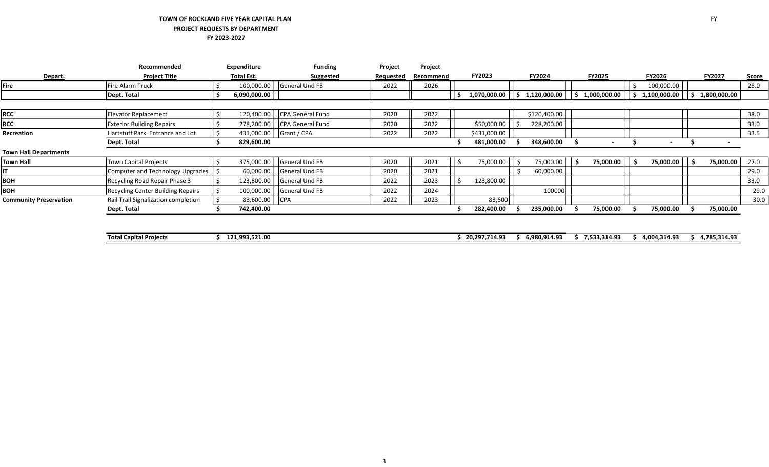**TOWN OF ROCKLAND FIVE YEAR CAPITAL PLAN**
**PROJECT REQUESTS BY DEPARTMENT**
**FY 2023-2027**

FY

| Depart. | Recommended Project Title | Expenditure Total Est. | Funding Suggested | Project Requested | Project Recommend | FY2023 | FY2024 | FY2025 | FY2026 | FY2027 | Score |
|---|---|---|---|---|---|---|---|---|---|---|---|
| **Fire** | Fire Alarm Truck | $ 100,000.00 | General Und FB | 2022 | 2026 | | | | $ 100,000.00 | | 28.0 |
| | **Dept. Total** | **$ 6,090,000.00** | | | | **$ 1,070,000.00** | **$ 1,120,000.00** | **$ 1,000,000.00** | **$ 1,100,000.00** | **$ 1,800,000.00** | |
| | | | | | | | | | | | |
| **RCC** | Elevator Replacemect | $ 120,400.00 | CPA General Fund | 2020 | 2022 | | $120,400.00 | | | | 38.0 |
| **RCC** | Exterior Building Repairs | $ 278,200.00 | CPA General Fund | 2020 | 2022 | $50,000.00 | $ 228,200.00 | | | | 33.0 |
| **Recreation** | Hartstuff Park Entrance and Lot | $ 431,000.00 | Grant / CPA | 2022 | 2022 | $431,000.00 | | | | | 33.5 |
| | **Dept. Total** | **$ 829,600.00** | | | | **$ 481,000.00** | **$ 348,600.00** | **$ -** | **$ -** | **$ -** | |
| **Town Hall Departments** | | | | | | | | | | | |
| **Town Hall** | Town Capital Projects | $ 375,000.00 | General Und FB | 2020 | 2021 | $ 75,000.00 | $ 75,000.00 | **$ 75,000.00** | **$ 75,000.00** | **$ 75,000.00** | 27.0 |
| **IT** | Computer and Technology Upgrades | $ 60,000.00 | General Und FB | 2020 | 2021 | | $ 60,000.00 | | | | 29.0 |
| **BOH** | Recycling Road Repair Phase 3 | $ 123,800.00 | General Und FB | 2022 | 2023 | $ 123,800.00 | | | | | 33.0 |
| **BOH** | Recycling Center Building Repairs | $ 100,000.00 | General Und FB | 2022 | 2024 | | 100000 | | | | 29.0 |
| **Community Preservation** | Rail Trail Signalization completion | $ 83,600.00 | CPA | 2022 | 2023 | 83,600 | | | | | 30.0 |
| | **Dept. Total** | **$ 742,400.00** | | | | **$ 282,400.00** | **$ 235,000.00** | **$ 75,000.00** | **$ 75,000.00** | **$ 75,000.00** | |
| | | | | | | | | | | | |
| | **Total Capital Projects** | **$ 121,993,521.00** | | | | **$ 20,297,714.93** | **$ 6,980,914.93** | **$ 7,533,314.93** | **$ 4,004,314.93** | **$ 4,785,314.93** | |